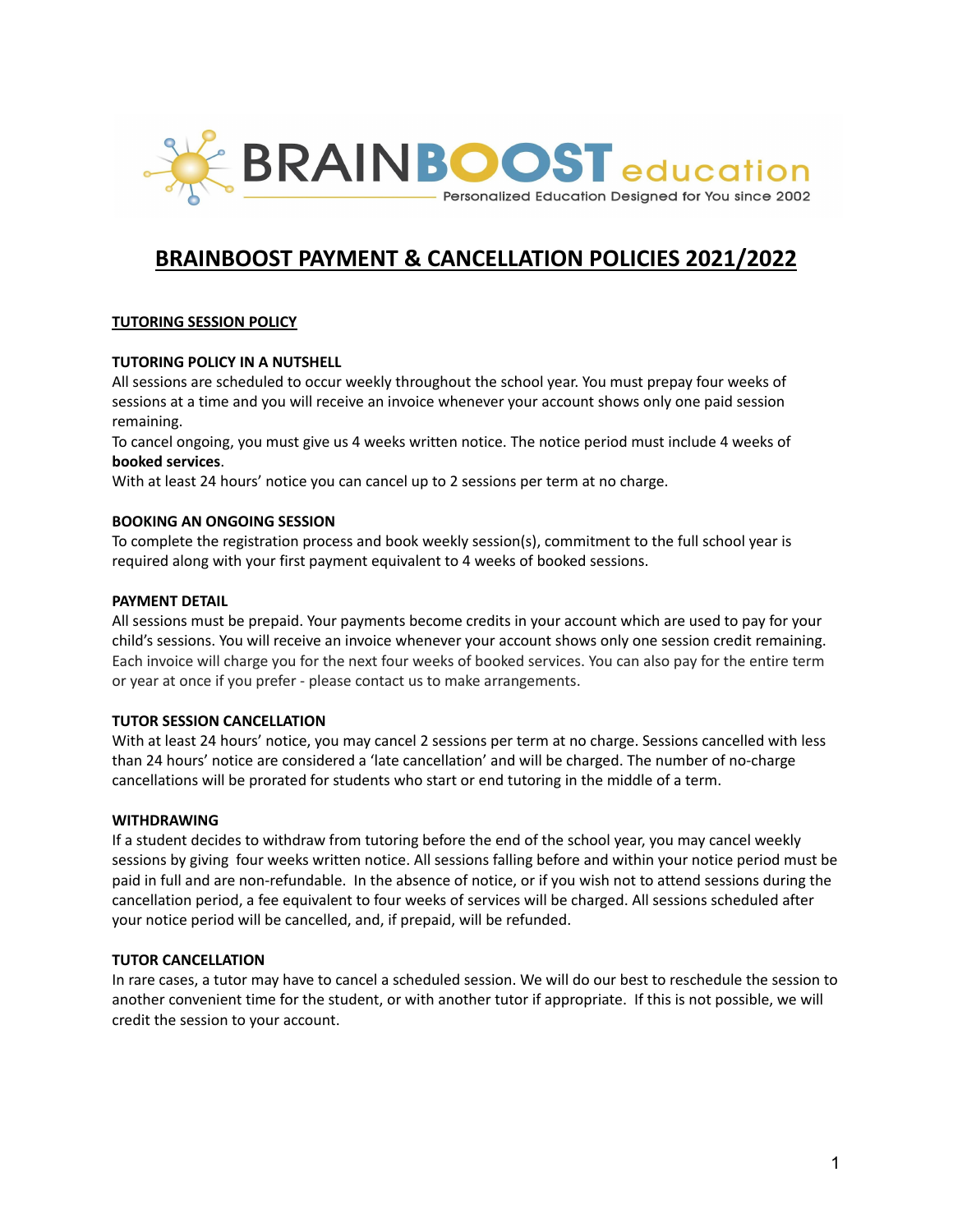BRAINBOOST education

Personalized Education Designed for You since 2002

# BRAINBOOST PAYMENT & CANCELLATION POLICIES 2021/2022

## TUTORING SESSION POLICY

### TUTORING POLICY IN A NUTSHELL

All sessions are scheduled to occur weekly throughout the school year. You must prepay four weeks of sessions at a time and you will receive an invoice whenever your account shows only one paid session remaining.

To cancel ongoing, you must give us 4 weeks written notice. The notice period must include 4 weeks of **booked services**.

With at least 24 hours' notice you can cancel up to 2 sessions per term at no charge.

### BOOKING AN ONGOING SESSION

To complete the registration process and book weekly session(s), commitment to the full school year is required along with your first payment equivalent to 4 weeks of booked sessions.

### PAYMENT DETAIL

All sessions must be prepaid. Your payments become credits in your account which are used to pay for your child's sessions. You will receive an invoice whenever your account shows only one session credit remaining. Each invoice will charge you for the next four weeks of booked services. You can also pay for the entire term or year at once if you prefer - please contact us to make arrangements.

### TUTOR SESSION CANCELLATION

With at least 24 hours' notice, you may cancel 2 sessions per term at no charge. Sessions cancelled with less than 24 hours' notice are considered a 'late cancellation' and will be charged. The number of no-charge cancellations will be prorated for students who start or end tutoring in the middle of a term.

### WITHDRAWING

If a student decides to withdraw from tutoring before the end of the school year, you may cancel weekly sessions by giving four weeks written notice. All sessions falling before and within your notice period must be paid in full and are non-refundable. In the absence of notice, or if you wish not to attend sessions during the cancellation period, a fee equivalent to four weeks of services will be charged. All sessions scheduled after your notice period will be cancelled, and, if prepaid, will be refunded.

### TUTOR CANCELLATION

In rare cases, a tutor may have to cancel a scheduled session. We will do our best to reschedule the session to another convenient time for the student, or with another tutor if appropriate. If this is not possible, we will credit the session to your account.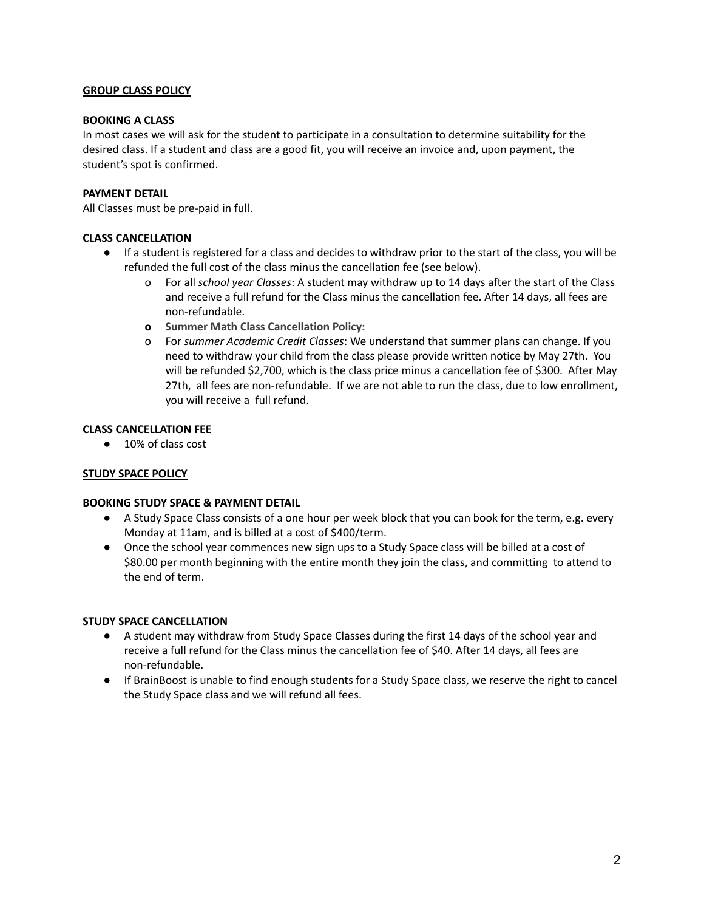## GROUP CLASS POLICY

**BOOKING A CLASS**

In most cases we will ask for the student to participate in a consultation to determine suitability for the desired class. If a student and class are a good fit, you will receive an invoice and, upon payment, the student's spot is confirmed.

**PAYMENT DETAIL**

All Classes must be pre-paid in full.

**CLASS CANCELLATION**

- If a student is registered for a class and decides to withdraw prior to the start of the class, you will be refunded the full cost of the class minus the cancellation fee (see below).
  - For all *school year Classes*: A student may withdraw up to 14 days after the start of the Class and receive a full refund for the Class minus the cancellation fee. After 14 days, all fees are non-refundable.
  - **Summer Math Class Cancellation Policy:**
  - For *summer Academic Credit Classes*: We understand that summer plans can change. If you need to withdraw your child from the class please provide written notice by May 27th. You will be refunded $2,700, which is the class price minus a cancellation fee of $300. After May 27th, all fees are non-refundable. If we are not able to run the class, due to low enrollment, you will receive a full refund.

**CLASS CANCELLATION FEE**

- 10% of class cost

## STUDY SPACE POLICY

**BOOKING STUDY SPACE & PAYMENT DETAIL**

- A Study Space Class consists of a one hour per week block that you can book for the term, e.g. every Monday at 11am, and is billed at a cost of $400/term.
- Once the school year commences new sign ups to a Study Space class will be billed at a cost of $80.00 per month beginning with the entire month they join the class, and committing to attend to the end of term.

**STUDY SPACE CANCELLATION**

- A student may withdraw from Study Space Classes during the first 14 days of the school year and receive a full refund for the Class minus the cancellation fee of $40. After 14 days, all fees are non-refundable.
- If BrainBoost is unable to find enough students for a Study Space class, we reserve the right to cancel the Study Space class and we will refund all fees.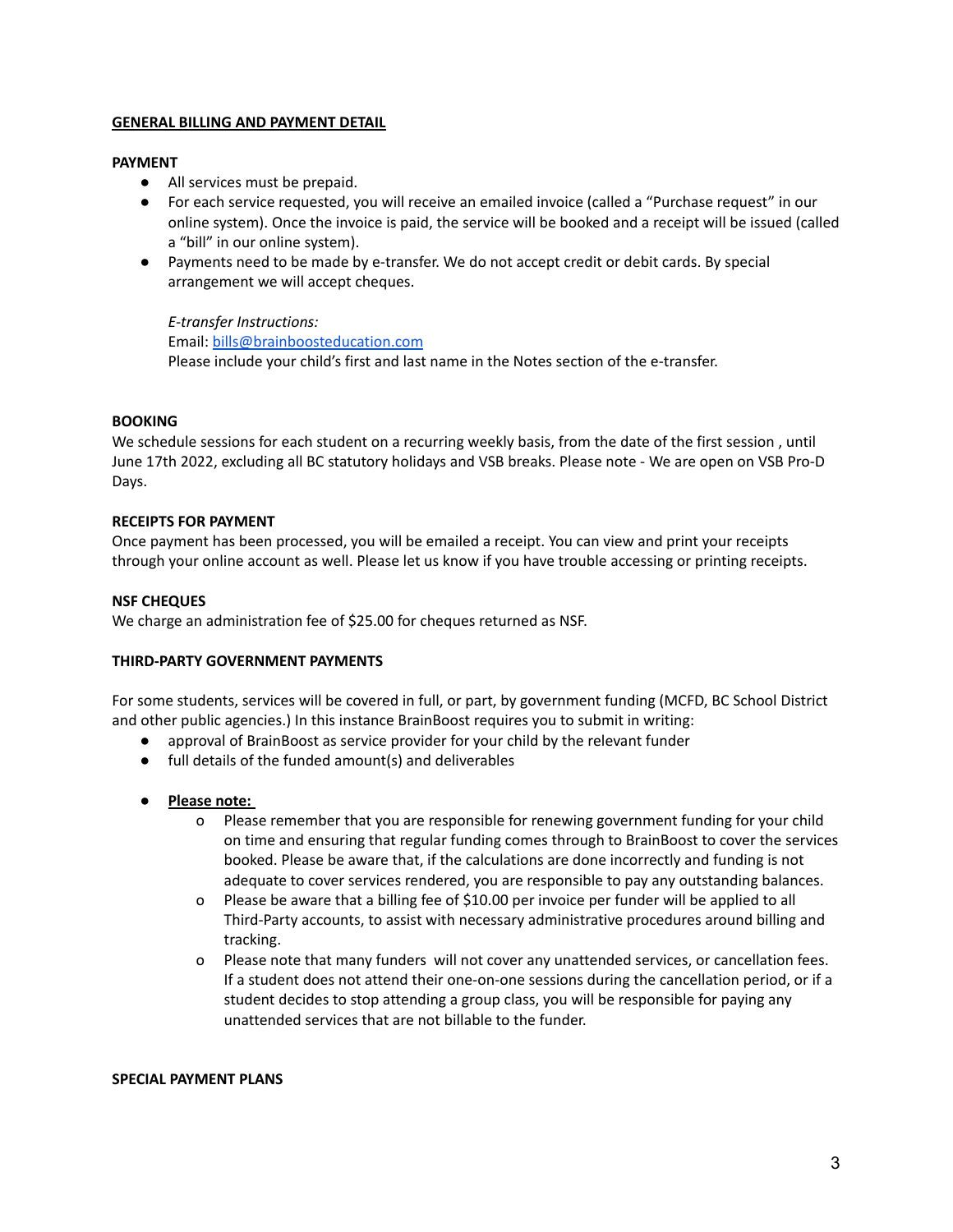## GENERAL BILLING AND PAYMENT DETAIL

### PAYMENT

- All services must be prepaid.
- For each service requested, you will receive an emailed invoice (called a "Purchase request" in our online system). Once the invoice is paid, the service will be booked and a receipt will be issued (called a "bill" in our online system).
- Payments need to be made by e-transfer. We do not accept credit or debit cards. By special arrangement we will accept cheques.

  *E-transfer Instructions:*
  Email: bills@brainboosteducation.com
  Please include your child's first and last name in the Notes section of the e-transfer.

### BOOKING

We schedule sessions for each student on a recurring weekly basis, from the date of the first session , until June 17th 2022, excluding all BC statutory holidays and VSB breaks. Please note - We are open on VSB Pro-D Days.

### RECEIPTS FOR PAYMENT

Once payment has been processed, you will be emailed a receipt. You can view and print your receipts through your online account as well. Please let us know if you have trouble accessing or printing receipts.

### NSF CHEQUES

We charge an administration fee of $25.00 for cheques returned as NSF.

### THIRD-PARTY GOVERNMENT PAYMENTS

For some students, services will be covered in full, or part, by government funding (MCFD, BC School District and other public agencies.) In this instance BrainBoost requires you to submit in writing:

- approval of BrainBoost as service provider for your child by the relevant funder
- full details of the funded amount(s) and deliverables

- **Please note:**
  - Please remember that you are responsible for renewing government funding for your child on time and ensuring that regular funding comes through to BrainBoost to cover the services booked. Please be aware that, if the calculations are done incorrectly and funding is not adequate to cover services rendered, you are responsible to pay any outstanding balances.
  - Please be aware that a billing fee of $10.00 per invoice per funder will be applied to all Third-Party accounts, to assist with necessary administrative procedures around billing and tracking.
  - Please note that many funders will not cover any unattended services, or cancellation fees. If a student does not attend their one-on-one sessions during the cancellation period, or if a student decides to stop attending a group class, you will be responsible for paying any unattended services that are not billable to the funder.

### SPECIAL PAYMENT PLANS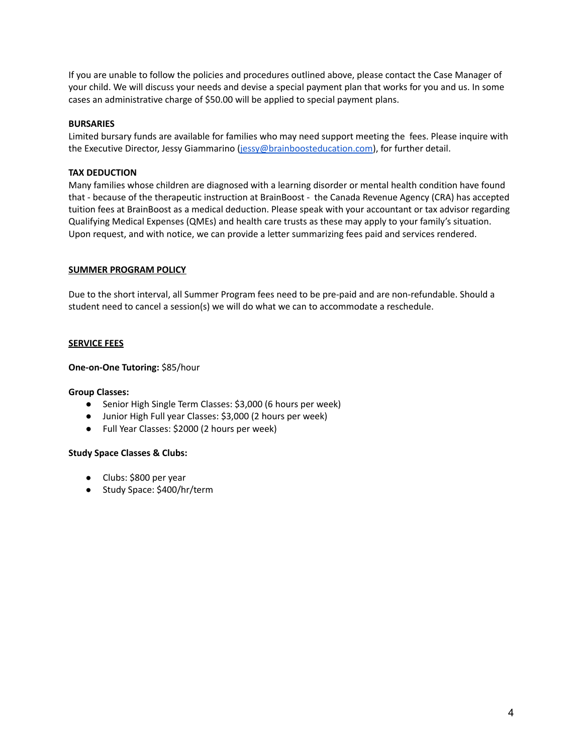If you are unable to follow the policies and procedures outlined above, please contact the Case Manager of your child. We will discuss your needs and devise a special payment plan that works for you and us. In some cases an administrative charge of $50.00 will be applied to special payment plans.

**BURSARIES**

Limited bursary funds are available for families who may need support meeting the fees. Please inquire with the Executive Director, Jessy Giammarino ([jessy@brainboosteducation.com](mailto:jessy@brainboosteducation.com)), for further detail.

**TAX DEDUCTION**

Many families whose children are diagnosed with a learning disorder or mental health condition have found that - because of the therapeutic instruction at BrainBoost - the Canada Revenue Agency (CRA) has accepted tuition fees at BrainBoost as a medical deduction. Please speak with your accountant or tax advisor regarding Qualifying Medical Expenses (QMEs) and health care trusts as these may apply to your family's situation. Upon request, and with notice, we can provide a letter summarizing fees paid and services rendered.

## SUMMER PROGRAM POLICY

Due to the short interval, all Summer Program fees need to be pre-paid and are non-refundable. Should a student need to cancel a session(s) we will do what we can to accommodate a reschedule.

## SERVICE FEES

**One-on-One Tutoring:** $85/hour

**Group Classes:**

- Senior High Single Term Classes: $3,000 (6 hours per week)
- Junior High Full year Classes: $3,000 (2 hours per week)
- Full Year Classes: $2000 (2 hours per week)

**Study Space Classes & Clubs:**

- Clubs: $800 per year
- Study Space: $400/hr/term